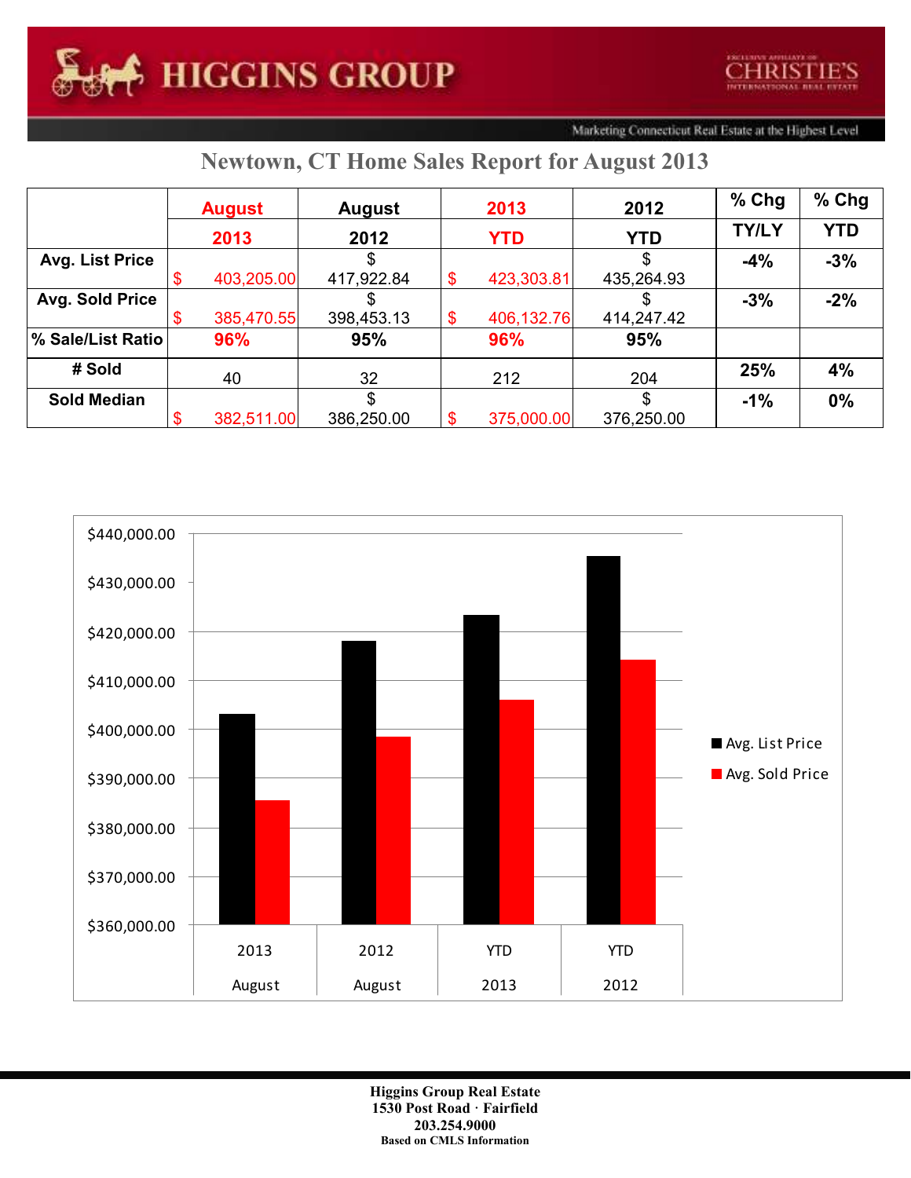# Newtown, CT Home Sales Report for August 2013

| | August 2013 | August 2012 | 2013 YTD | 2012 YTD | % Chg TY/LY | % Chg YTD |
|---|---|---|---|---|---|---|
| Avg. List Price | $ 403,205.00 | $ 417,922.84 | $ 423,303.81 | $ 435,264.93 | -4% | -3% |
| Avg. Sold Price | $ 385,470.55 | $ 398,453.13 | $ 406,132.76 | $ 414,247.42 | -3% | -2% |
| % Sale/List Ratio | 96% | 95% | 96% | 95% | | |
| # Sold | 40 | 32 | 212 | 204 | 25% | 4% |
| Sold Median | $ 382,511.00 | $ 386,250.00 | $ 375,000.00 | $ 376,250.00 | -1% | 0% |

Higgins Group Real Estate
1530 Post Road · Fairfield
203.254.9000
Based on CMLS Information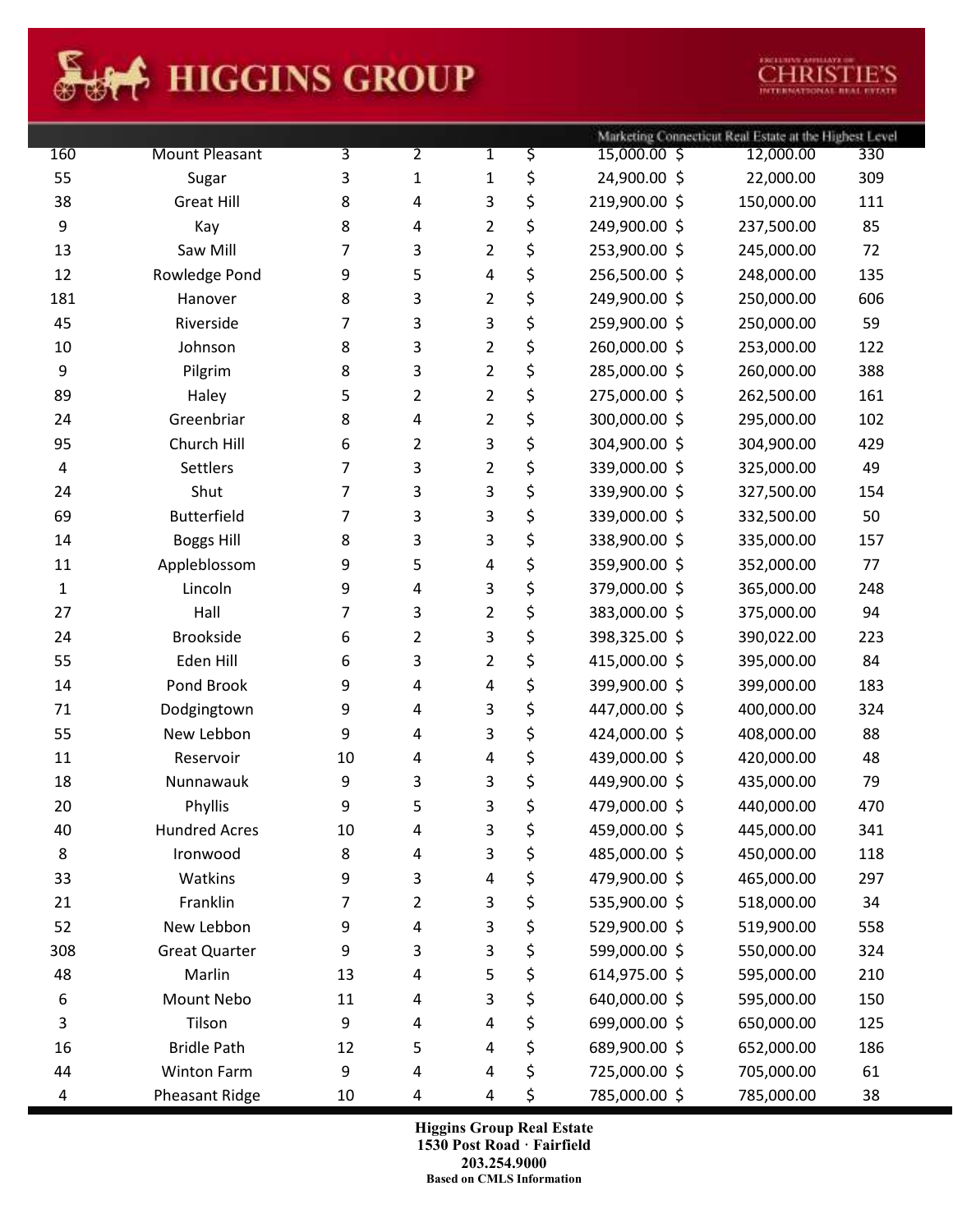| | | | | | | | |
|---|---|---|---|---|---|---|---|
| 160 | Mount Pleasant | 3 | 2 | 1 | $ 15,000.00 | $ 12,000.00 | 330 |
| 55 | Sugar | 3 | 1 | 1 | $ 24,900.00 | $ 22,000.00 | 309 |
| 38 | Great Hill | 8 | 4 | 3 | $ 219,900.00 | $ 150,000.00 | 111 |
| 9 | Kay | 8 | 4 | 2 | $ 249,900.00 | $ 237,500.00 | 85 |
| 13 | Saw Mill | 7 | 3 | 2 | $ 253,900.00 | $ 245,000.00 | 72 |
| 12 | Rowledge Pond | 9 | 5 | 4 | $ 256,500.00 | $ 248,000.00 | 135 |
| 181 | Hanover | 8 | 3 | 2 | $ 249,900.00 | $ 250,000.00 | 606 |
| 45 | Riverside | 7 | 3 | 3 | $ 259,900.00 | $ 250,000.00 | 59 |
| 10 | Johnson | 8 | 3 | 2 | $ 260,000.00 | $ 253,000.00 | 122 |
| 9 | Pilgrim | 8 | 3 | 2 | $ 285,000.00 | $ 260,000.00 | 388 |
| 89 | Haley | 5 | 2 | 2 | $ 275,000.00 | $ 262,500.00 | 161 |
| 24 | Greenbriar | 8 | 4 | 2 | $ 300,000.00 | $ 295,000.00 | 102 |
| 95 | Church Hill | 6 | 2 | 3 | $ 304,900.00 | $ 304,900.00 | 429 |
| 4 | Settlers | 7 | 3 | 2 | $ 339,000.00 | $ 325,000.00 | 49 |
| 24 | Shut | 7 | 3 | 3 | $ 339,900.00 | $ 327,500.00 | 154 |
| 69 | Butterfield | 7 | 3 | 3 | $ 339,000.00 | $ 332,500.00 | 50 |
| 14 | Boggs Hill | 8 | 3 | 3 | $ 338,900.00 | $ 335,000.00 | 157 |
| 11 | Appleblossom | 9 | 5 | 4 | $ 359,900.00 | $ 352,000.00 | 77 |
| 1 | Lincoln | 9 | 4 | 3 | $ 379,000.00 | $ 365,000.00 | 248 |
| 27 | Hall | 7 | 3 | 2 | $ 383,000.00 | $ 375,000.00 | 94 |
| 24 | Brookside | 6 | 2 | 3 | $ 398,325.00 | $ 390,022.00 | 223 |
| 55 | Eden Hill | 6 | 3 | 2 | $ 415,000.00 | $ 395,000.00 | 84 |
| 14 | Pond Brook | 9 | 4 | 4 | $ 399,900.00 | $ 399,000.00 | 183 |
| 71 | Dodgingtown | 9 | 4 | 3 | $ 447,000.00 | $ 400,000.00 | 324 |
| 55 | New Lebbon | 9 | 4 | 3 | $ 424,000.00 | $ 408,000.00 | 88 |
| 11 | Reservoir | 10 | 4 | 4 | $ 439,000.00 | $ 420,000.00 | 48 |
| 18 | Nunnawauk | 9 | 3 | 3 | $ 449,900.00 | $ 435,000.00 | 79 |
| 20 | Phyllis | 9 | 5 | 3 | $ 479,000.00 | $ 440,000.00 | 470 |
| 40 | Hundred Acres | 10 | 4 | 3 | $ 459,000.00 | $ 445,000.00 | 341 |
| 8 | Ironwood | 8 | 4 | 3 | $ 485,000.00 | $ 450,000.00 | 118 |
| 33 | Watkins | 9 | 3 | 4 | $ 479,900.00 | $ 465,000.00 | 297 |
| 21 | Franklin | 7 | 2 | 3 | $ 535,900.00 | $ 518,000.00 | 34 |
| 52 | New Lebbon | 9 | 4 | 3 | $ 529,900.00 | $ 519,900.00 | 558 |
| 308 | Great Quarter | 9 | 3 | 3 | $ 599,000.00 | $ 550,000.00 | 324 |
| 48 | Marlin | 13 | 4 | 5 | $ 614,975.00 | $ 595,000.00 | 210 |
| 6 | Mount Nebo | 11 | 4 | 3 | $ 640,000.00 | $ 595,000.00 | 150 |
| 3 | Tilson | 9 | 4 | 4 | $ 699,000.00 | $ 650,000.00 | 125 |
| 16 | Bridle Path | 12 | 5 | 4 | $ 689,900.00 | $ 652,000.00 | 186 |
| 44 | Winton Farm | 9 | 4 | 4 | $ 725,000.00 | $ 705,000.00 | 61 |
| 4 | Pheasant Ridge | 10 | 4 | 4 | $ 785,000.00 | $ 785,000.00 | 38 |

**Higgins Group Real Estate**
**1530 Post Road · Fairfield**
**203.254.9000**
**Based on CMLS Information**